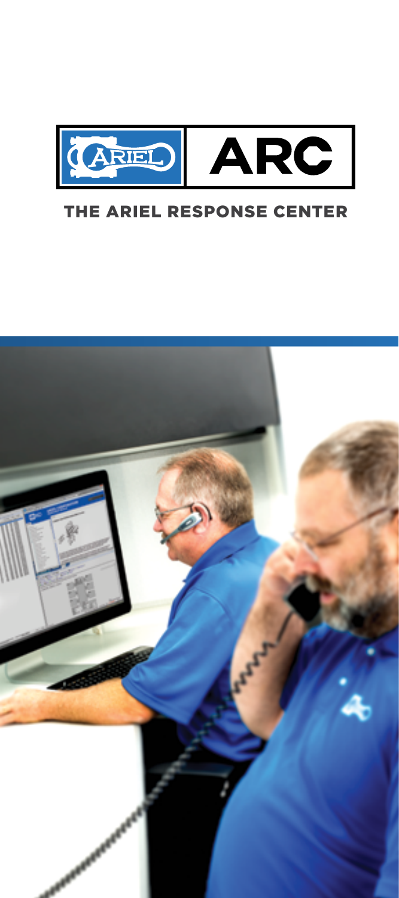ARIEL | ARC

# THE ARIEL RESPONSE CENTER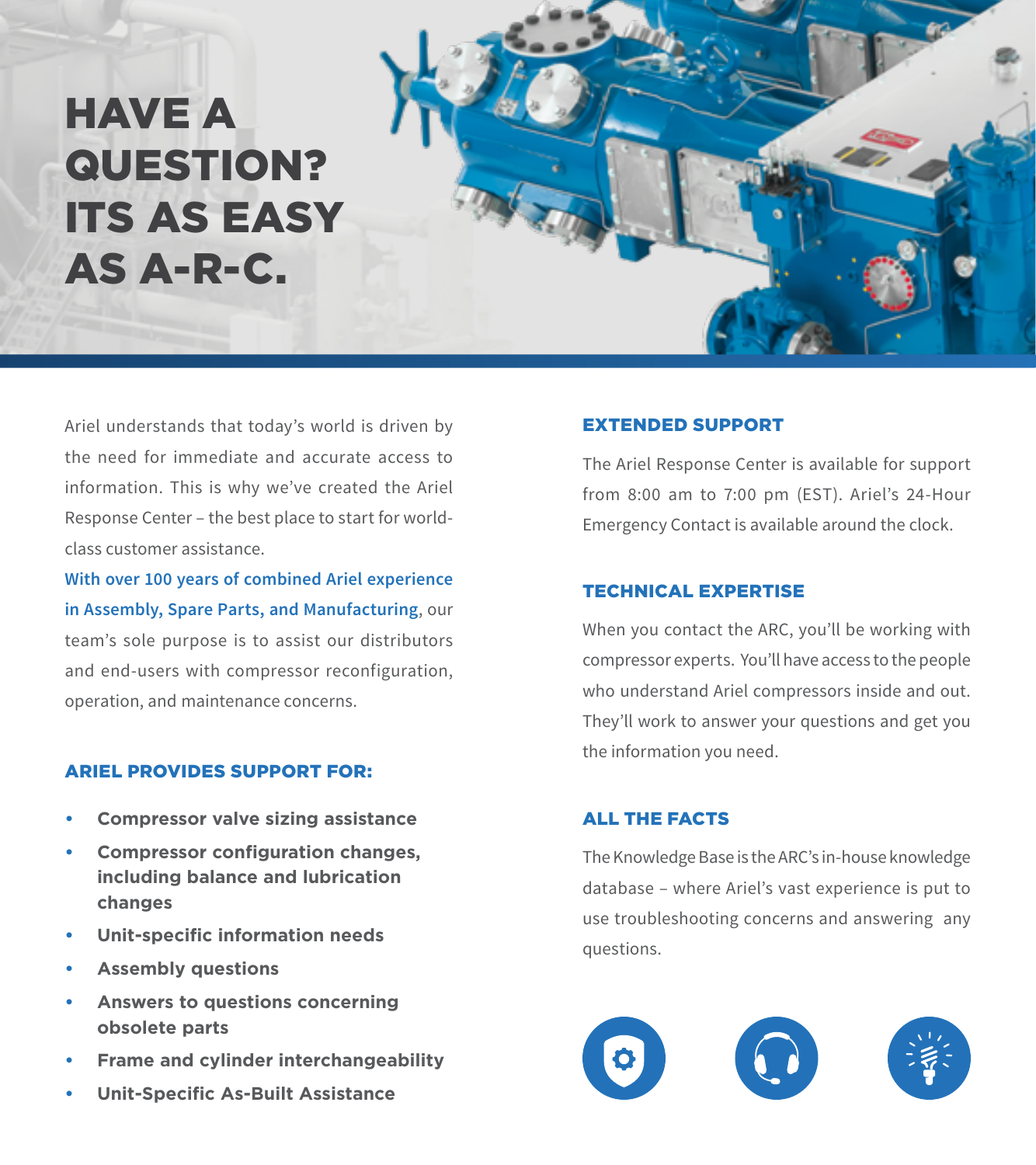# HAVE A QUESTION? ITS AS EASY AS A-R-C.

Ariel understands that today's world is driven by the need for immediate and accurate access to information. This is why we've created the Ariel Response Center – the best place to start for world-class customer assistance.

**With over 100 years of combined Ariel experience in Assembly, Spare Parts, and Manufacturing**, our team's sole purpose is to assist our distributors and end-users with compressor reconfiguration, operation, and maintenance concerns.

## ARIEL PROVIDES SUPPORT FOR:

- **Compressor valve sizing assistance**
- **Compressor configuration changes, including balance and lubrication changes**
- **Unit-specific information needs**
- **Assembly questions**
- **Answers to questions concerning obsolete parts**
- **Frame and cylinder interchangeability**
- **Unit-Specific As-Built Assistance**

## EXTENDED SUPPORT

The Ariel Response Center is available for support from 8:00 am to 7:00 pm (EST). Ariel's 24-Hour Emergency Contact is available around the clock.

## TECHNICAL EXPERTISE

When you contact the ARC, you'll be working with compressor experts. You'll have access to the people who understand Ariel compressors inside and out. They'll work to answer your questions and get you the information you need.

## ALL THE FACTS

The Knowledge Base is the ARC's in-house knowledge database – where Ariel's vast experience is put to use troubleshooting concerns and answering any questions.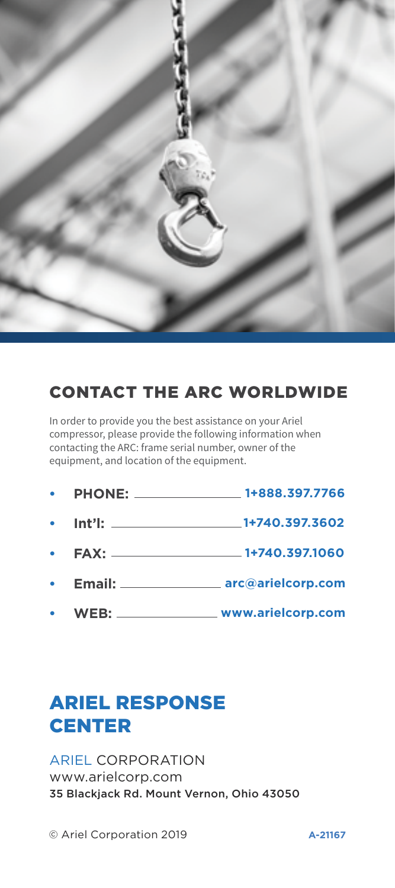## CONTACT THE ARC WORLDWIDE

In order to provide you the best assistance on your Ariel compressor, please provide the following information when contacting the ARC: frame serial number, owner of the equipment, and location of the equipment.

- **PHONE:** ______________ **1+888.397.7766**
- **Int'l:** ______________ **1+740.397.3602**
- **FAX:** ______________ **1+740.397.1060**
- **Email:** ______________ **arc@arielcorp.com**
- **WEB:** ______________ **www.arielcorp.com**

# ARIEL RESPONSE CENTER

ARIEL CORPORATION
www.arielcorp.com
35 Blackjack Rd. Mount Vernon, Ohio 43050

© Ariel Corporation 2019

**A-21167**